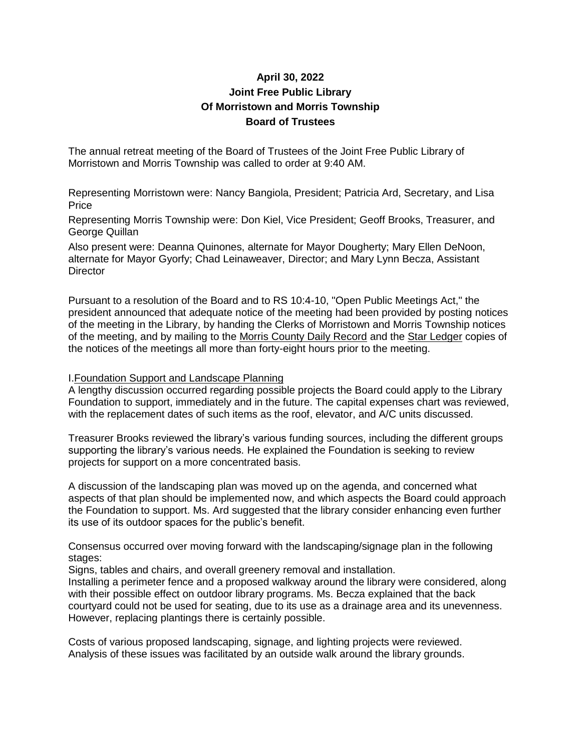**April 30, 2022**
**Joint Free Public Library**
**Of Morristown and Morris Township**
**Board of Trustees**

The annual retreat meeting of the Board of Trustees of the Joint Free Public Library of Morristown and Morris Township was called to order at 9:40 AM.

Representing Morristown were: Nancy Bangiola, President; Patricia Ard, Secretary, and Lisa Price

Representing Morris Township were: Don Kiel, Vice President; Geoff Brooks, Treasurer, and George Quillan

Also present were: Deanna Quinones, alternate for Mayor Dougherty; Mary Ellen DeNoon, alternate for Mayor Gyorfy; Chad Leinaweaver, Director; and Mary Lynn Becza, Assistant Director

Pursuant to a resolution of the Board and to RS 10:4-10, "Open Public Meetings Act," the president announced that adequate notice of the meeting had been provided by posting notices of the meeting in the Library, by handing the Clerks of Morristown and Morris Township notices of the meeting, and by mailing to the Morris County Daily Record and the Star Ledger copies of the notices of the meetings all more than forty-eight hours prior to the meeting.

I. Foundation Support and Landscape Planning

A lengthy discussion occurred regarding possible projects the Board could apply to the Library Foundation to support, immediately and in the future. The capital expenses chart was reviewed, with the replacement dates of such items as the roof, elevator, and A/C units discussed.

Treasurer Brooks reviewed the library's various funding sources, including the different groups supporting the library's various needs. He explained the Foundation is seeking to review projects for support on a more concentrated basis.

A discussion of the landscaping plan was moved up on the agenda, and concerned what aspects of that plan should be implemented now, and which aspects the Board could approach the Foundation to support. Ms. Ard suggested that the library consider enhancing even further its use of its outdoor spaces for the public's benefit.

Consensus occurred over moving forward with the landscaping/signage plan in the following stages:

Signs, tables and chairs, and overall greenery removal and installation.

Installing a perimeter fence and a proposed walkway around the library were considered, along with their possible effect on outdoor library programs. Ms. Becza explained that the back courtyard could not be used for seating, due to its use as a drainage area and its unevenness. However, replacing plantings there is certainly possible.

Costs of various proposed landscaping, signage, and lighting projects were reviewed. Analysis of these issues was facilitated by an outside walk around the library grounds.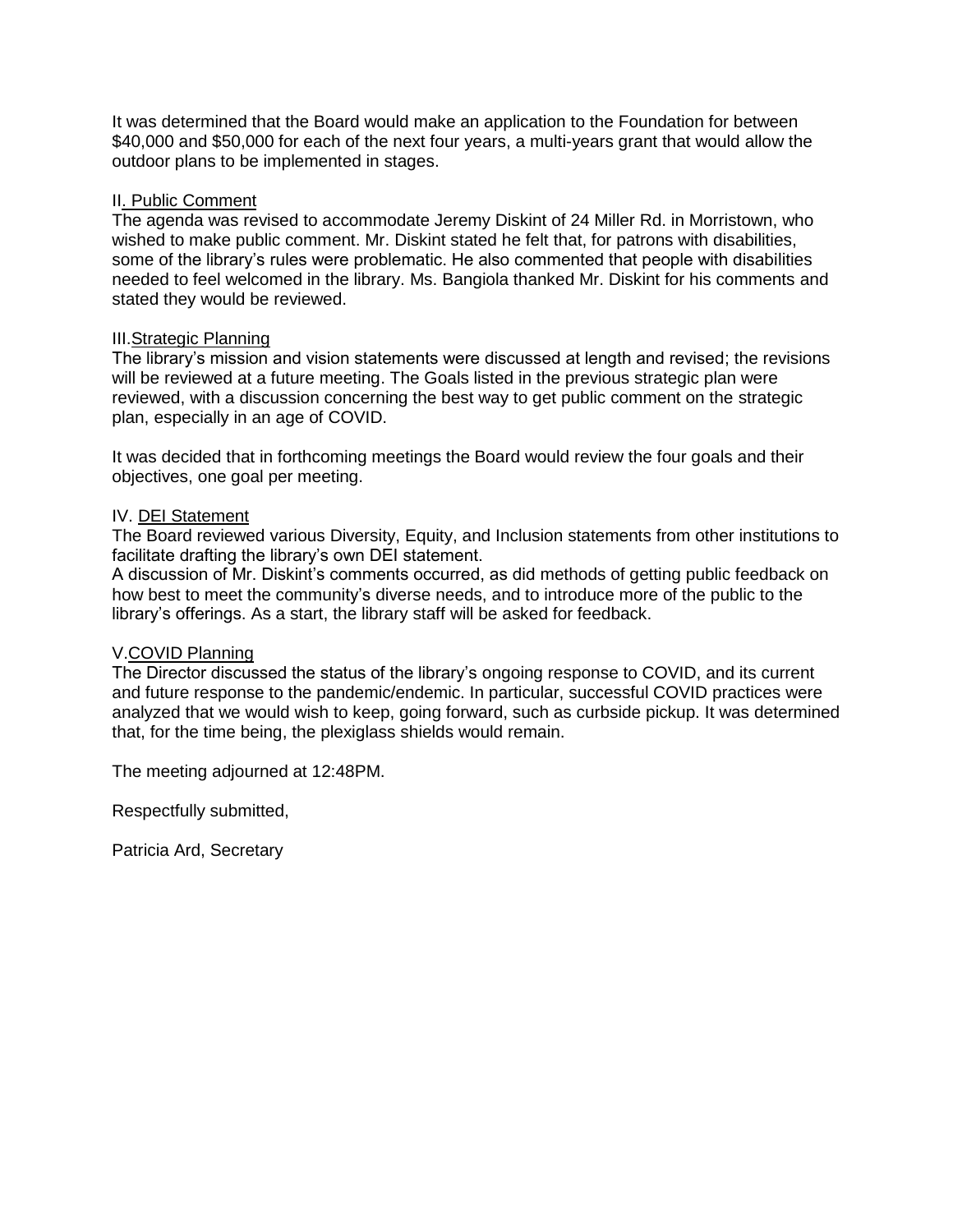It was determined that the Board would make an application to the Foundation for between $40,000 and $50,000 for each of the next four years, a multi-years grant that would allow the outdoor plans to be implemented in stages.

II. Public Comment

The agenda was revised to accommodate Jeremy Diskint of 24 Miller Rd. in Morristown, who wished to make public comment. Mr. Diskint stated he felt that, for patrons with disabilities, some of the library's rules were problematic. He also commented that people with disabilities needed to feel welcomed in the library. Ms. Bangiola thanked Mr. Diskint for his comments and stated they would be reviewed.

III. Strategic Planning

The library's mission and vision statements were discussed at length and revised; the revisions will be reviewed at a future meeting. The Goals listed in the previous strategic plan were reviewed, with a discussion concerning the best way to get public comment on the strategic plan, especially in an age of COVID.

It was decided that in forthcoming meetings the Board would review the four goals and their objectives, one goal per meeting.

IV. DEI Statement

The Board reviewed various Diversity, Equity, and Inclusion statements from other institutions to facilitate drafting the library's own DEI statement.

A discussion of Mr. Diskint's comments occurred, as did methods of getting public feedback on how best to meet the community's diverse needs, and to introduce more of the public to the library's offerings. As a start, the library staff will be asked for feedback.

V. COVID Planning

The Director discussed the status of the library's ongoing response to COVID, and its current and future response to the pandemic/endemic. In particular, successful COVID practices were analyzed that we would wish to keep, going forward, such as curbside pickup. It was determined that, for the time being, the plexiglass shields would remain.

The meeting adjourned at 12:48PM.

Respectfully submitted,

Patricia Ard, Secretary